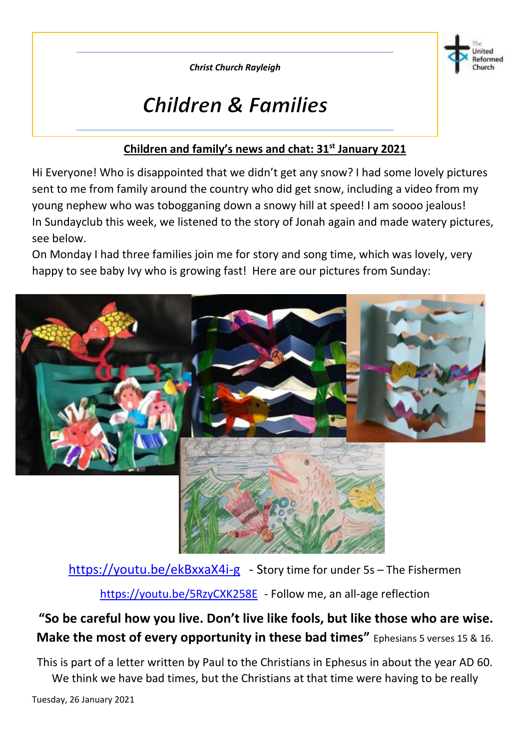*Christ Church Rayleigh*

# *Children & Families*

**Children and family's news and chat: 31st January 2021**

Hi Everyone! Who is disappointed that we didn't get any snow? I had some lovely pictures sent to me from family around the country who did get snow, including a video from my young nephew who was tobogganing down a snowy hill at speed! I am soooo jealous!
In Sundayclub this week, we listened to the story of Jonah again and made watery pictures, see below.
On Monday I had three families join me for story and song time, which was lovely, very happy to see baby Ivy who is growing fast! Here are our pictures from Sunday:

https://youtu.be/ekBxxaX4i-g - Story time for under 5s – The Fishermen

https://youtu.be/5RzyCXK258E - Follow me, an all-age reflection

**"So be careful how you live. Don't live like fools, but like those who are wise. Make the most of every opportunity in these bad times"** Ephesians 5 verses 15 & 16.

This is part of a letter written by Paul to the Christians in Ephesus in about the year AD 60. We think we have bad times, but the Christians at that time were having to be really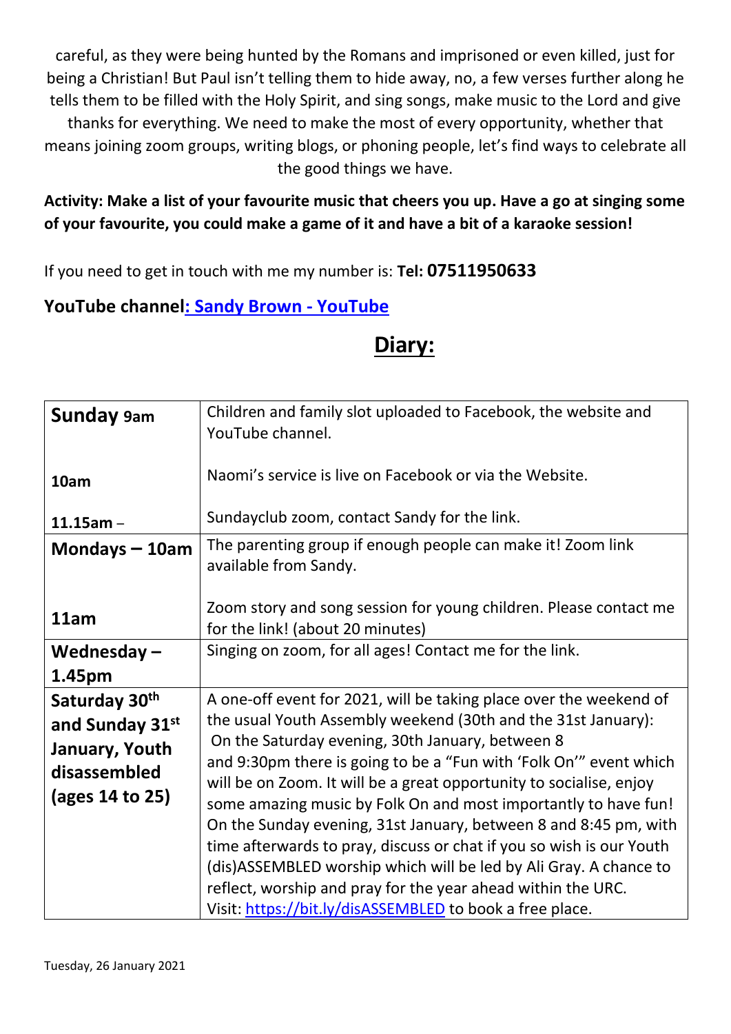careful, as they were being hunted by the Romans and imprisoned or even killed, just for being a Christian! But Paul isn't telling them to hide away, no, a few verses further along he tells them to be filled with the Holy Spirit, and sing songs, make music to the Lord and give thanks for everything. We need to make the most of every opportunity, whether that means joining zoom groups, writing blogs, or phoning people, let's find ways to celebrate all the good things we have.

**Activity: Make a list of your favourite music that cheers you up. Have a go at singing some of your favourite, you could make a game of it and have a bit of a karaoke session!**

If you need to get in touch with me my number is: **Tel: 07511950633**

**YouTube channel: Sandy Brown - YouTube**

# Diary:

| | |
|---|---|
| **Sunday 9am**<br><br>**10am**<br><br>**11.15am** – | Children and family slot uploaded to Facebook, the website and YouTube channel.<br><br>Naomi's service is live on Facebook or via the Website.<br><br>Sundayclub zoom, contact Sandy for the link. |
| **Mondays – 10am**<br><br>**11am** | The parenting group if enough people can make it! Zoom link available from Sandy.<br><br>Zoom story and song session for young children. Please contact me for the link! (about 20 minutes) |
| **Wednesday – 1.45pm** | Singing on zoom, for all ages! Contact me for the link. |
| **Saturday 30th and Sunday 31st January, Youth disassembled (ages 14 to 25)** | A one-off event for 2021, will be taking place over the weekend of the usual Youth Assembly weekend (30th and the 31st January): On the Saturday evening, 30th January, between 8 and 9:30pm there is going to be a "Fun with 'Folk On'" event which will be on Zoom. It will be a great opportunity to socialise, enjoy some amazing music by Folk On and most importantly to have fun! On the Sunday evening, 31st January, between 8 and 8:45 pm, with time afterwards to pray, discuss or chat if you so wish is our Youth (dis)ASSEMBLED worship which will be led by Ali Gray. A chance to reflect, worship and pray for the year ahead within the URC. Visit: https://bit.ly/disASSEMBLED to book a free place. |

Tuesday, 26 January 2021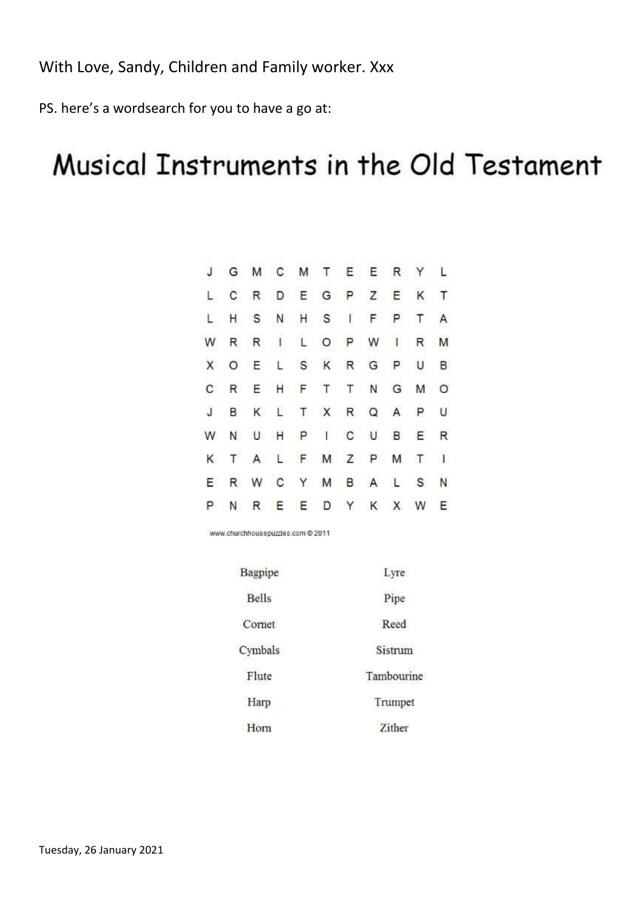With Love, Sandy, Children and Family worker. Xxx

PS. here's a wordsearch for you to have a go at:

# Musical Instruments in the Old Testament

| | | | | | | | | | | |
|---|---|---|---|---|---|---|---|---|---|---|
| J | G | M | C | M | T | E | E | R | Y | L |
| L | C | R | D | E | G | P | Z | E | K | T |
| L | H | S | N | H | S | I | F | P | T | A |
| W | R | R | I | L | O | P | W | I | R | M |
| X | O | E | L | S | K | R | G | P | U | B |
| C | R | E | H | F | T | T | N | G | M | O |
| J | B | K | L | T | X | R | Q | A | P | U |
| W | N | U | H | P | I | C | U | B | E | R |
| K | T | A | L | F | M | Z | P | M | T | I |
| E | R | W | C | Y | M | B | A | L | S | N |
| P | N | R | E | E | D | Y | K | X | W | E |

www.churchhousepuzzles.com © 2011

| | |
|---|---|
| Bagpipe | Lyre |
| Bells | Pipe |
| Cornet | Reed |
| Cymbals | Sistrum |
| Flute | Tambourine |
| Harp | Trumpet |
| Horn | Zither |

Tuesday, 26 January 2021